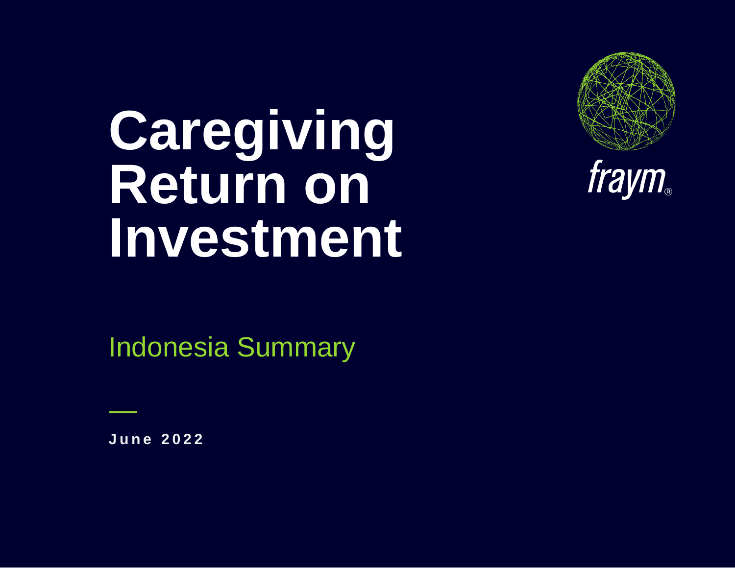# Caregiving Return on Investment

fraym®

## Indonesia Summary

**June 2022**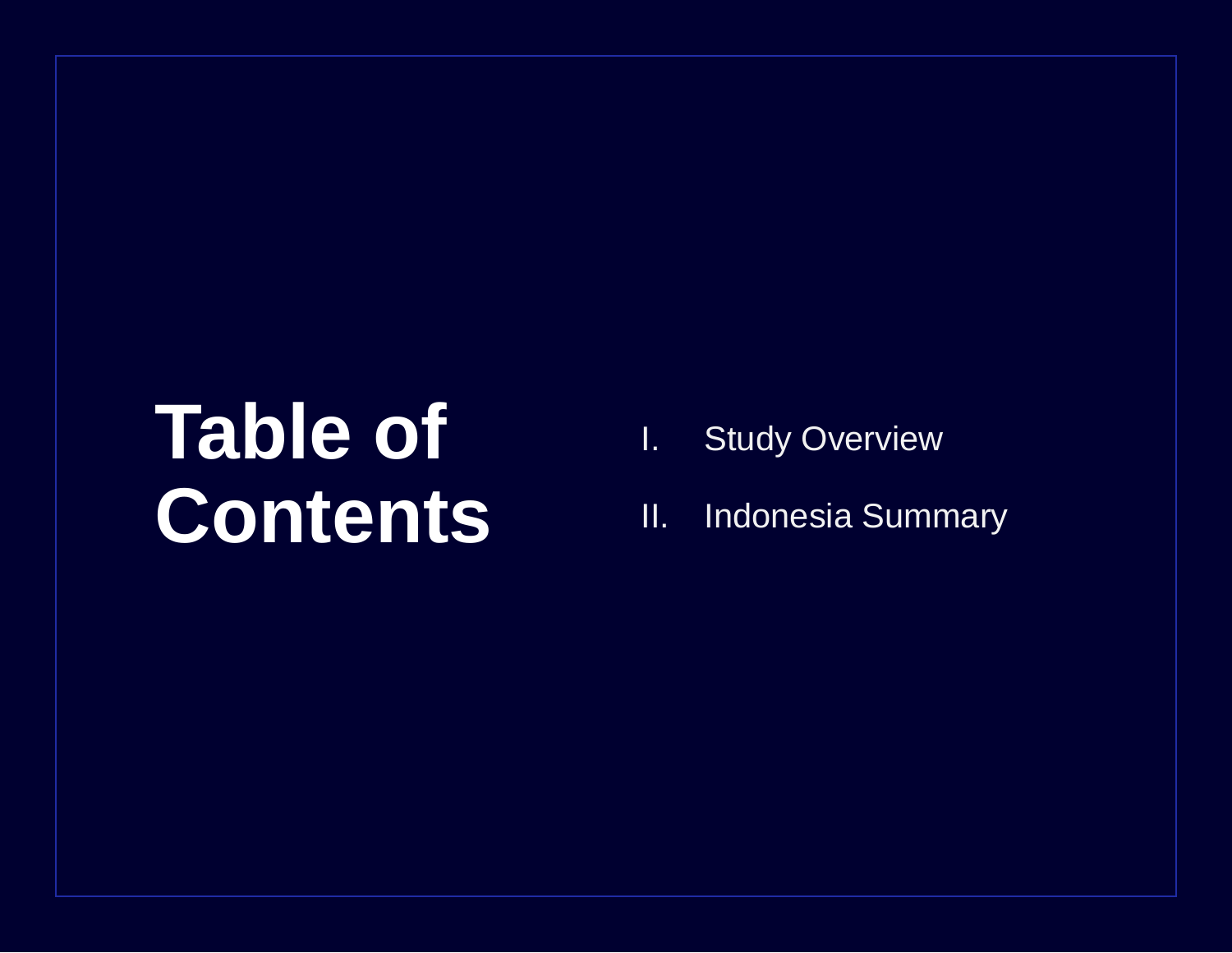# Table of Contents

I. Study Overview

II. Indonesia Summary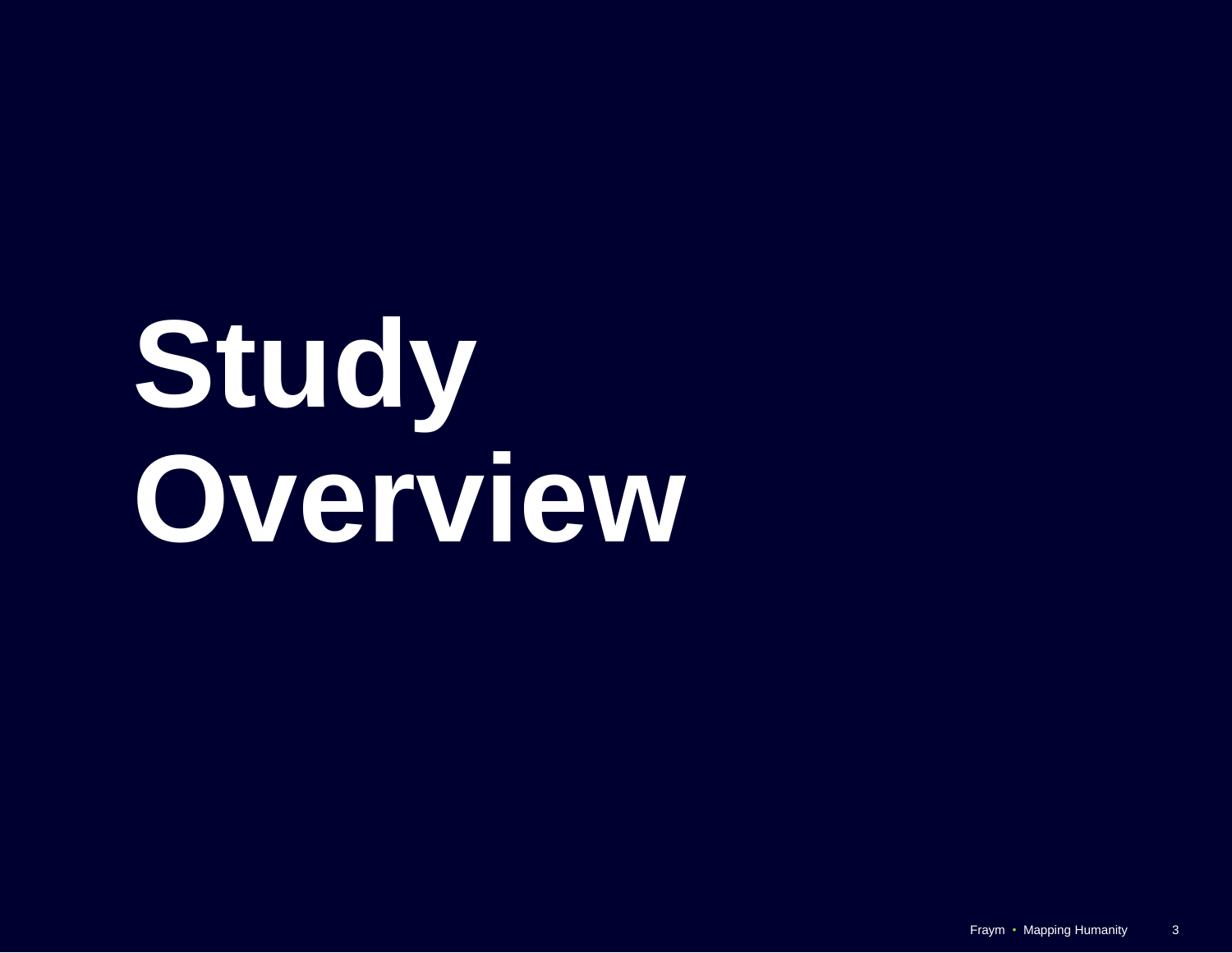# Study Overview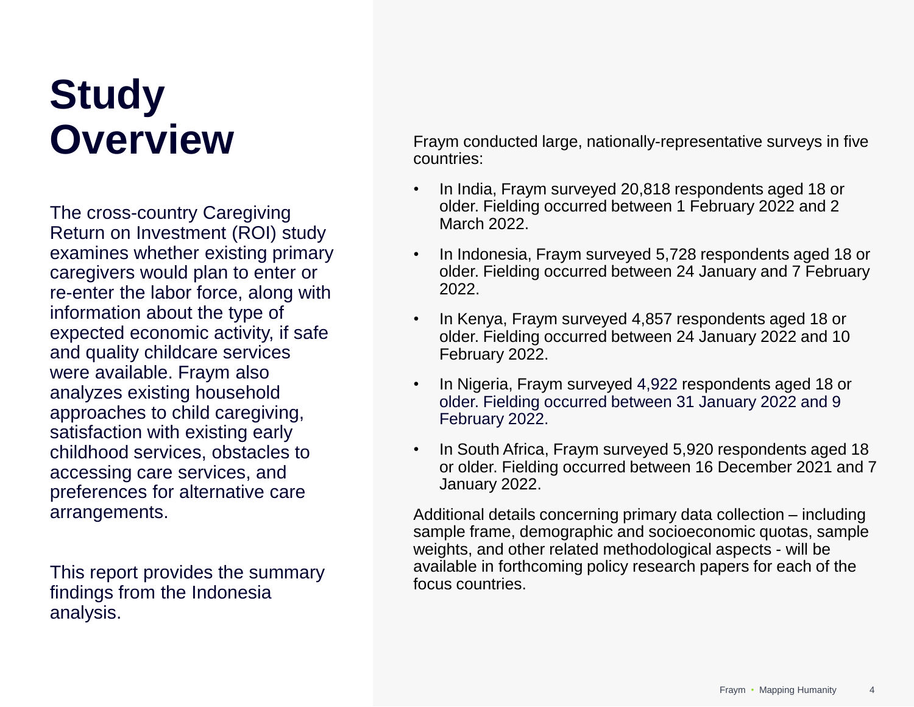# Study Overview

The cross-country Caregiving Return on Investment (ROI) study examines whether existing primary caregivers would plan to enter or re-enter the labor force, along with information about the type of expected economic activity, if safe and quality childcare services were available. Fraym also analyzes existing household approaches to child caregiving, satisfaction with existing early childhood services, obstacles to accessing care services, and preferences for alternative care arrangements.

This report provides the summary findings from the Indonesia analysis.

Fraym conducted large, nationally-representative surveys in five countries:

- In India, Fraym surveyed 20,818 respondents aged 18 or older. Fielding occurred between 1 February 2022 and 2 March 2022.
- In Indonesia, Fraym surveyed 5,728 respondents aged 18 or older. Fielding occurred between 24 January and 7 February 2022.
- In Kenya, Fraym surveyed 4,857 respondents aged 18 or older. Fielding occurred between 24 January 2022 and 10 February 2022.
- In Nigeria, Fraym surveyed 4,922 respondents aged 18 or older. Fielding occurred between 31 January 2022 and 9 February 2022.
- In South Africa, Fraym surveyed 5,920 respondents aged 18 or older. Fielding occurred between 16 December 2021 and 7 January 2022.

Additional details concerning primary data collection – including sample frame, demographic and socioeconomic quotas, sample weights, and other related methodological aspects - will be available in forthcoming policy research papers for each of the focus countries.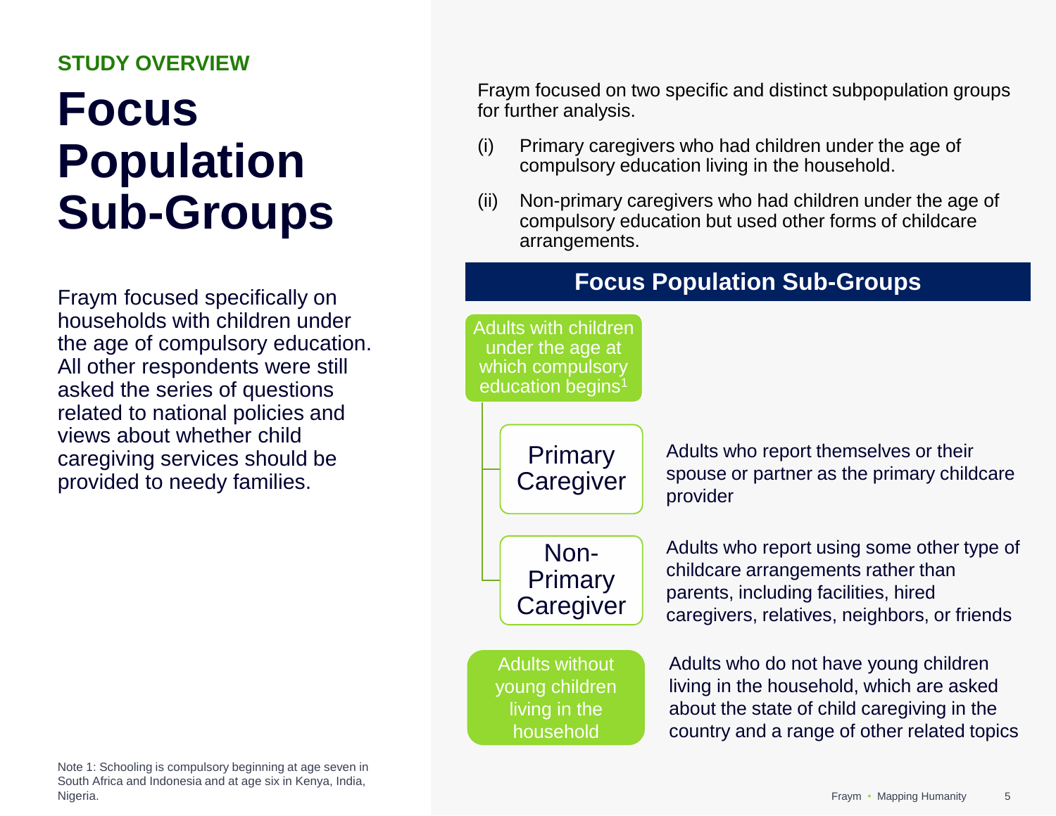STUDY OVERVIEW

# Focus Population Sub-Groups

Fraym focused specifically on households with children under the age of compulsory education. All other respondents were still asked the series of questions related to national policies and views about whether child caregiving services should be provided to needy families.

Fraym focused on two specific and distinct subpopulation groups for further analysis.

(i) Primary caregivers who had children under the age of compulsory education living in the household.

(ii) Non-primary caregivers who had children under the age of compulsory education but used other forms of childcare arrangements.

## Focus Population Sub-Groups

**Adults with children under the age at which compulsory education begins[1]**

- **Primary Caregiver**: Adults who report themselves or their spouse or partner as the primary childcare provider
- **Non-Primary Caregiver**: Adults who report using some other type of childcare arrangements rather than parents, including facilities, hired caregivers, relatives, neighbors, or friends

**Adults without young children living in the household**: Adults who do not have young children living in the household, which are asked about the state of child caregiving in the country and a range of other related topics

Note 1: Schooling is compulsory beginning at age seven in South Africa and Indonesia and at age six in Kenya, India, Nigeria.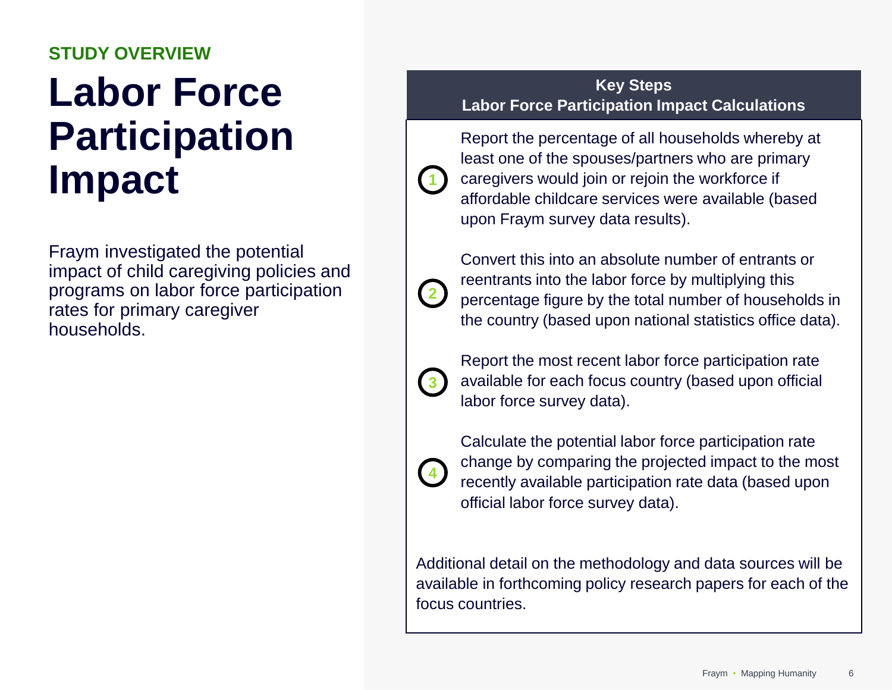**STUDY OVERVIEW**

# Labor Force Participation Impact

Fraym investigated the potential impact of child caregiving policies and programs on labor force participation rates for primary caregiver households.

## Key Steps
### Labor Force Participation Impact Calculations

1. Report the percentage of all households whereby at least one of the spouses/partners who are primary caregivers would join or rejoin the workforce if affordable childcare services were available (based upon Fraym survey data results).

2. Convert this into an absolute number of entrants or reentrants into the labor force by multiplying this percentage figure by the total number of households in the country (based upon national statistics office data).

3. Report the most recent labor force participation rate available for each focus country (based upon official labor force survey data).

4. Calculate the potential labor force participation rate change by comparing the projected impact to the most recently available participation rate data (based upon official labor force survey data).

Additional detail on the methodology and data sources will be available in forthcoming policy research papers for each of the focus countries.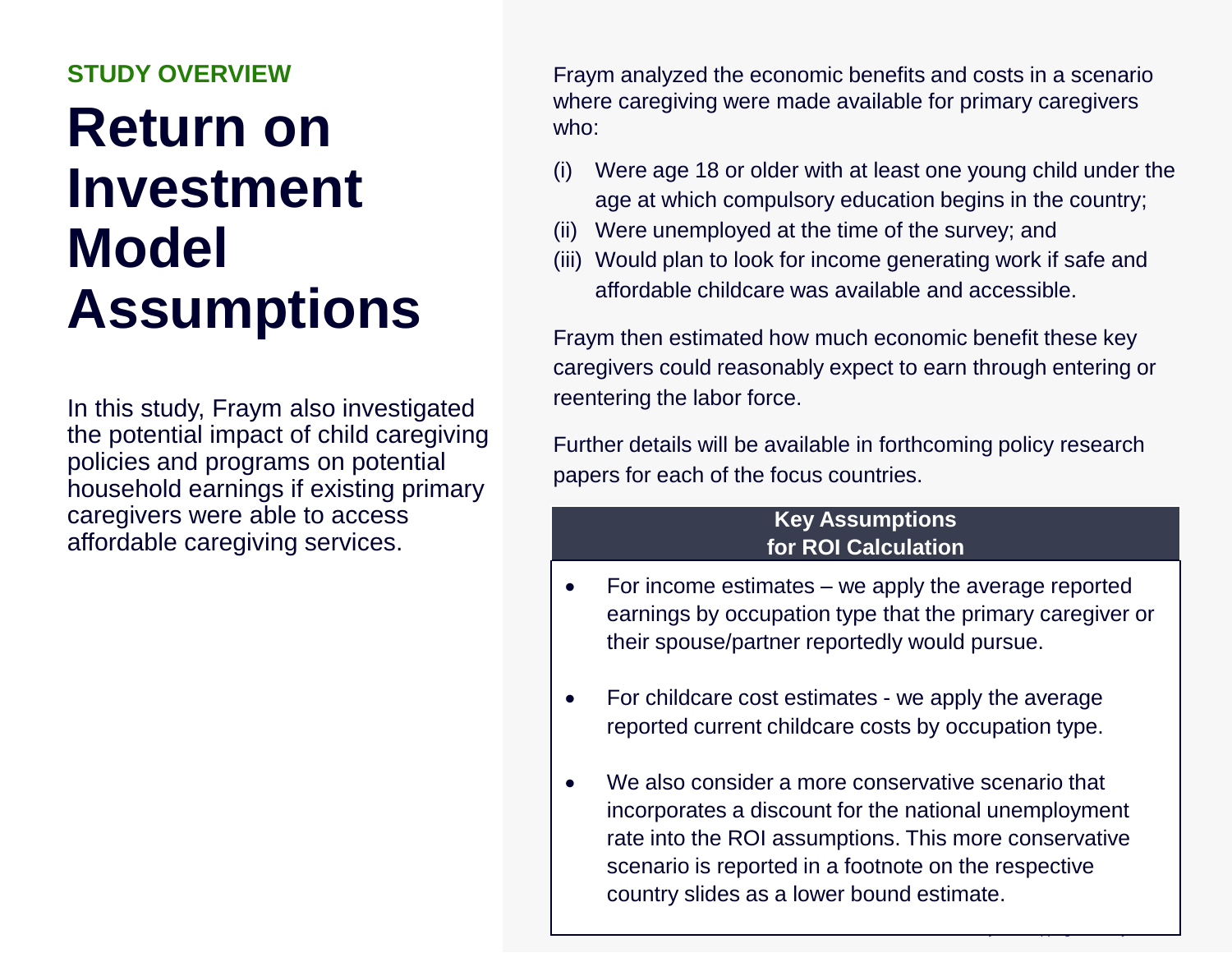**STUDY OVERVIEW**

# Return on Investment Model Assumptions

In this study, Fraym also investigated the potential impact of child caregiving policies and programs on potential household earnings if existing primary caregivers were able to access affordable caregiving services.

Fraym analyzed the economic benefits and costs in a scenario where caregiving were made available for primary caregivers who:

(i) Were age 18 or older with at least one young child under the age at which compulsory education begins in the country;
(ii) Were unemployed at the time of the survey; and
(iii) Would plan to look for income generating work if safe and affordable childcare was available and accessible.

Fraym then estimated how much economic benefit these key caregivers could reasonably expect to earn through entering or reentering the labor force.

Further details will be available in forthcoming policy research papers for each of the focus countries.

**Key Assumptions for ROI Calculation**

- For income estimates – we apply the average reported earnings by occupation type that the primary caregiver or their spouse/partner reportedly would pursue.
- For childcare cost estimates - we apply the average reported current childcare costs by occupation type.
- We also consider a more conservative scenario that incorporates a discount for the national unemployment rate into the ROI assumptions. This more conservative scenario is reported in a footnote on the respective country slides as a lower bound estimate.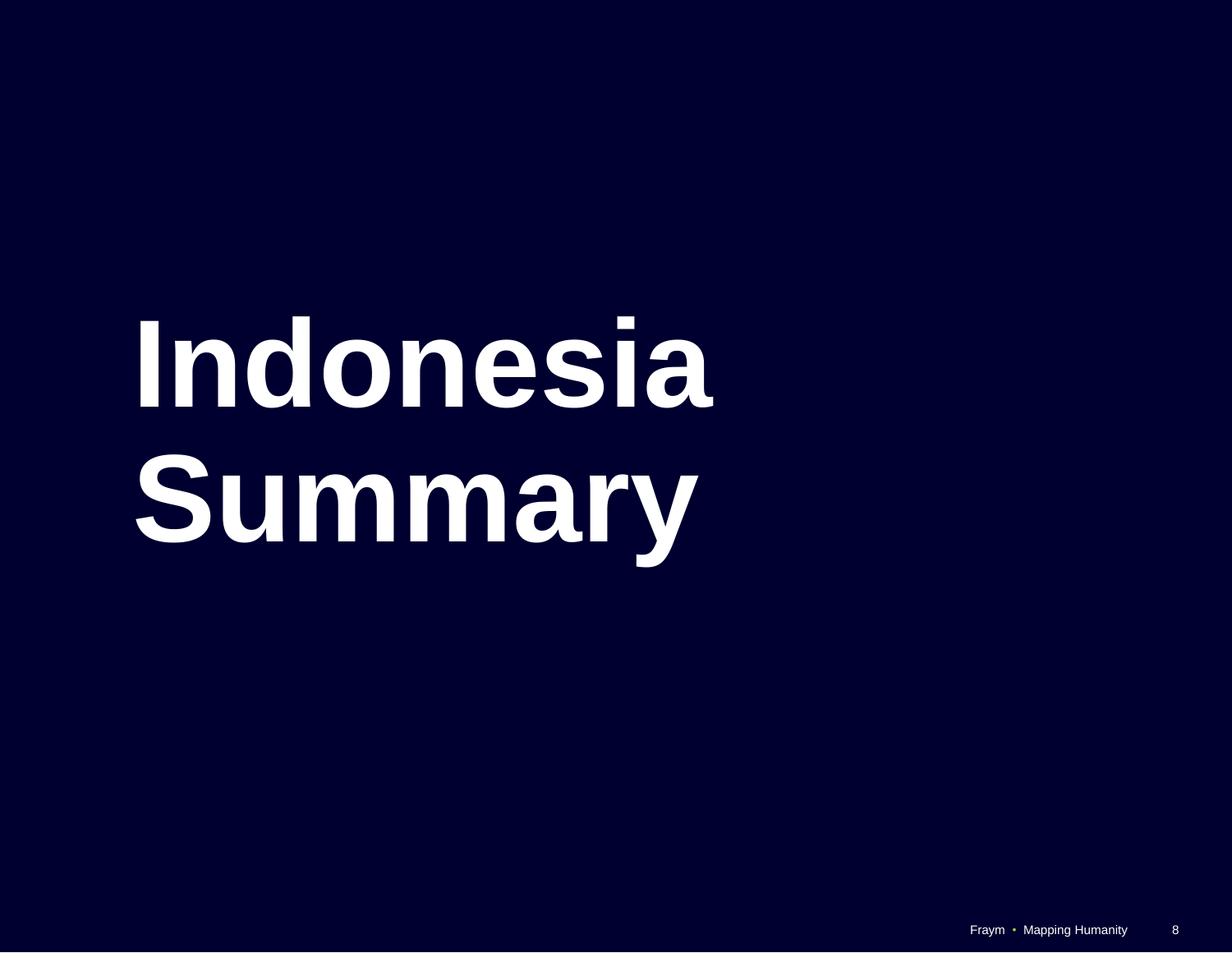# Indonesia Summary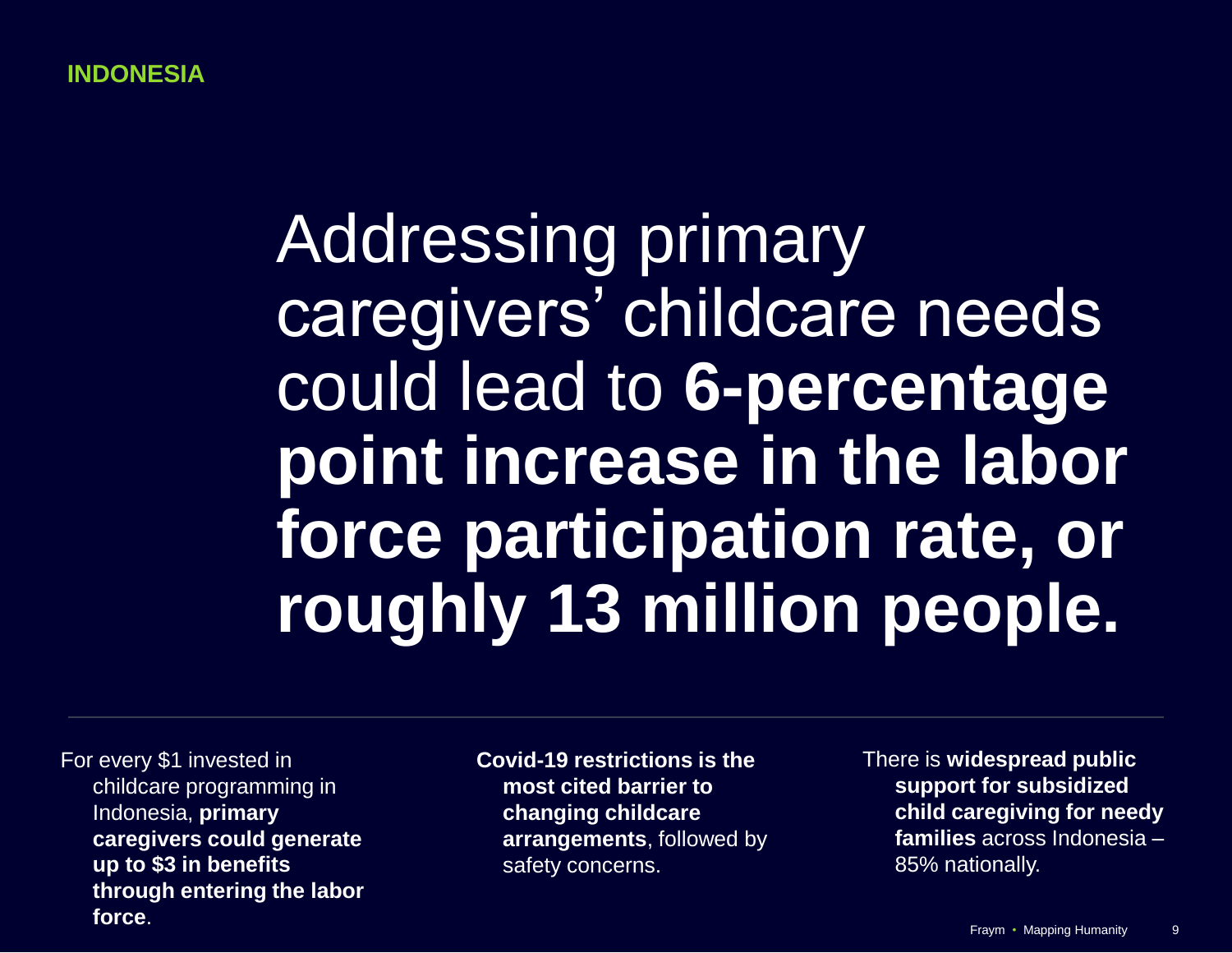**INDONESIA**

# Addressing primary caregivers' childcare needs could lead to **6-percentage point increase in the labor force participation rate, or roughly 13 million people.**

---

For every $1 invested in childcare programming in Indonesia, **primary caregivers could generate up to $3 in benefits through entering the labor force**.

**Covid-19 restrictions is the most cited barrier to changing childcare arrangements**, followed by safety concerns.

There is **widespread public support for subsidized child caregiving for needy families** across Indonesia – 85% nationally.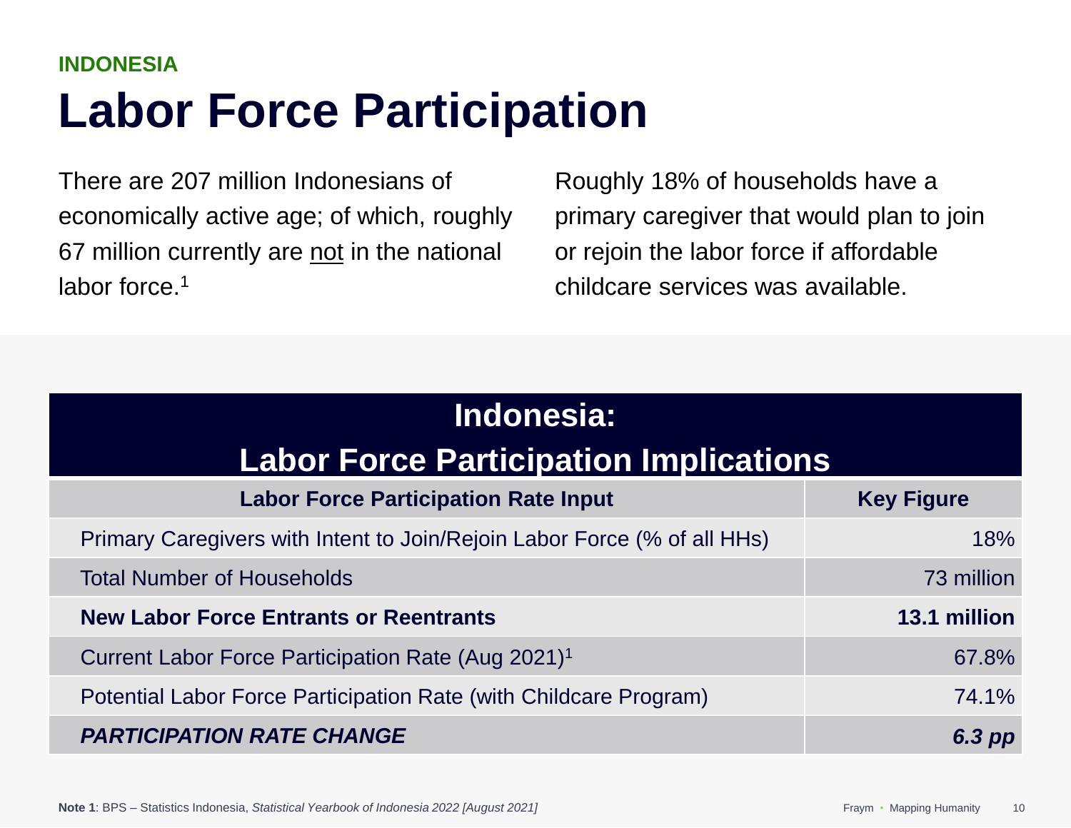**INDONESIA**

# Labor Force Participation

There are 207 million Indonesians of economically active age; of which, roughly 67 million currently are <u>not</u> in the national labor force.[1]

Roughly 18% of households have a primary caregiver that would plan to join or rejoin the labor force if affordable childcare services was available.

| Indonesia: Labor Force Participation Implications | |
|---|---|
| **Labor Force Participation Rate Input** | **Key Figure** |
| Primary Caregivers with Intent to Join/Rejoin Labor Force (% of all HHs) | 18% |
| Total Number of Households | 73 million |
| **New Labor Force Entrants or Reentrants** | **13.1 million** |
| Current Labor Force Participation Rate (Aug 2021)[1] | 67.8% |
| Potential Labor Force Participation Rate (with Childcare Program) | 74.1% |
| ***PARTICIPATION RATE CHANGE*** | ***6.3 pp*** |

**Note 1**: BPS – Statistics Indonesia, *Statistical Yearbook of Indonesia 2022 [August 2021]*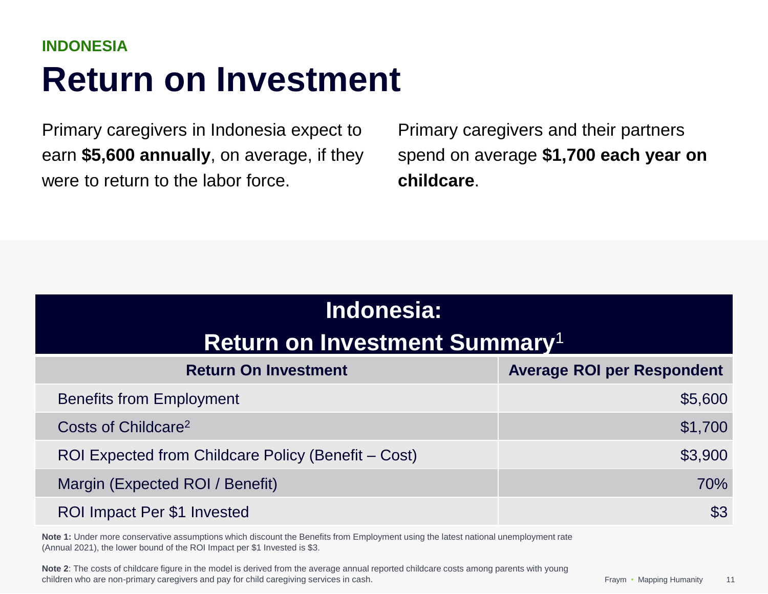**INDONESIA**

# Return on Investment

Primary caregivers in Indonesia expect to earn **$5,600 annually**, on average, if they were to return to the labor force.

Primary caregivers and their partners spend on average **$1,700 each year on childcare**.

| **Indonesia: Return on Investment Summary**[1] | |
|---|---|
| **Return On Investment** | **Average ROI per Respondent** |
| Benefits from Employment | $5,600 |
| Costs of Childcare[2] | $1,700 |
| ROI Expected from Childcare Policy (Benefit – Cost) | $3,900 |
| Margin (Expected ROI / Benefit) | 70% |
| ROI Impact Per $1 Invested | $3 |

**Note 1:** Under more conservative assumptions which discount the Benefits from Employment using the latest national unemployment rate (Annual 2021), the lower bound of the ROI Impact per $1 Invested is $3.

**Note 2**: The costs of childcare figure in the model is derived from the average annual reported childcare costs among parents with young children who are non-primary caregivers and pay for child caregiving services in cash.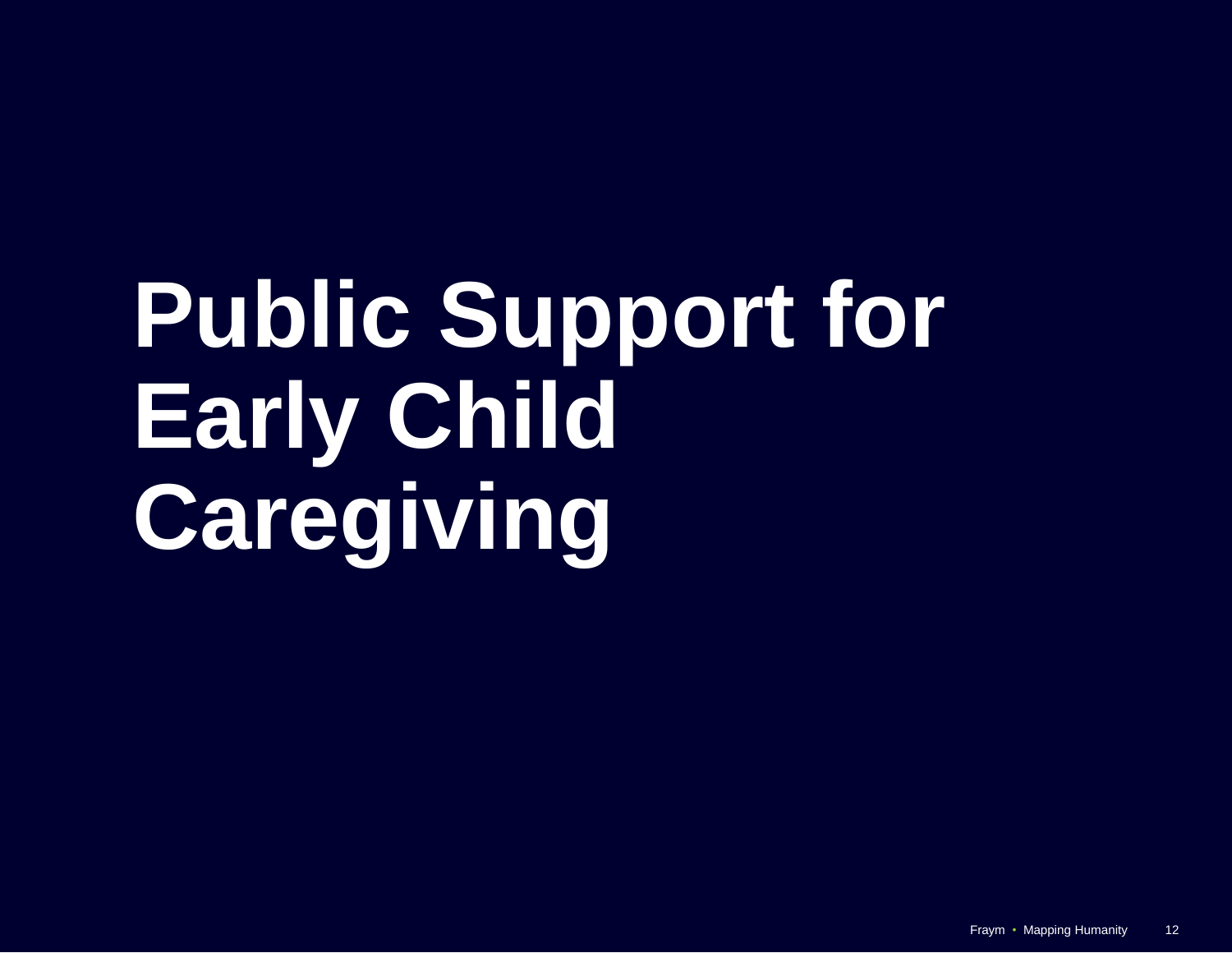# Public Support for Early Child Caregiving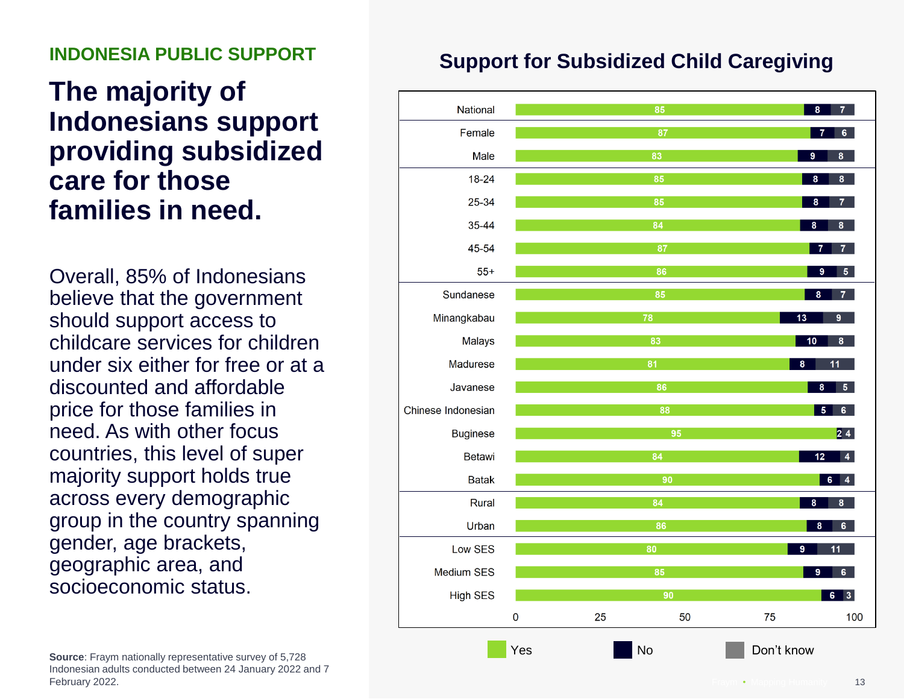## INDONESIA PUBLIC SUPPORT

# The majority of Indonesians support providing subsidized care for those families in need.

Overall, 85% of Indonesians believe that the government should support access to childcare services for children under six either for free or at a discounted and affordable price for those families in need. As with other focus countries, this level of super majority support holds true across every demographic group in the country spanning gender, age brackets, geographic area, and socioeconomic status.

### Support for Subsidized Child Caregiving

| Group | Yes | No | Don't know |
|---|---|---|---|
| National | 85 | 8 | 7 |
| Female | 87 | 7 | 6 |
| Male | 83 | 9 | 8 |
| 18-24 | 85 | 8 | 8 |
| 25-34 | 85 | 8 | 7 |
| 35-44 | 84 | 8 | 8 |
| 45-54 | 87 | 7 | 7 |
| 55+ | 86 | 9 | 5 |
| Sundanese | 85 | 8 | 7 |
| Minangkabau | 78 | 13 | 9 |
| Malays | 83 | 10 | 8 |
| Madurese | 81 | 8 | 11 |
| Javanese | 86 | 8 | 5 |
| Chinese Indonesian | 88 | 5 | 6 |
| Buginese | 95 | 2 | 4 |
| Betawi | 84 | 12 | 4 |
| Batak | 90 | 6 | 4 |
| Rural | 84 | 8 | 8 |
| Urban | 86 | 8 | 6 |
| Low SES | 80 | 9 | 11 |
| Medium SES | 85 | 9 | 6 |
| High SES | 90 | 6 | 3 |

**Source**: Fraym nationally representative survey of 5,728 Indonesian adults conducted between 24 January 2022 and 7 February 2022.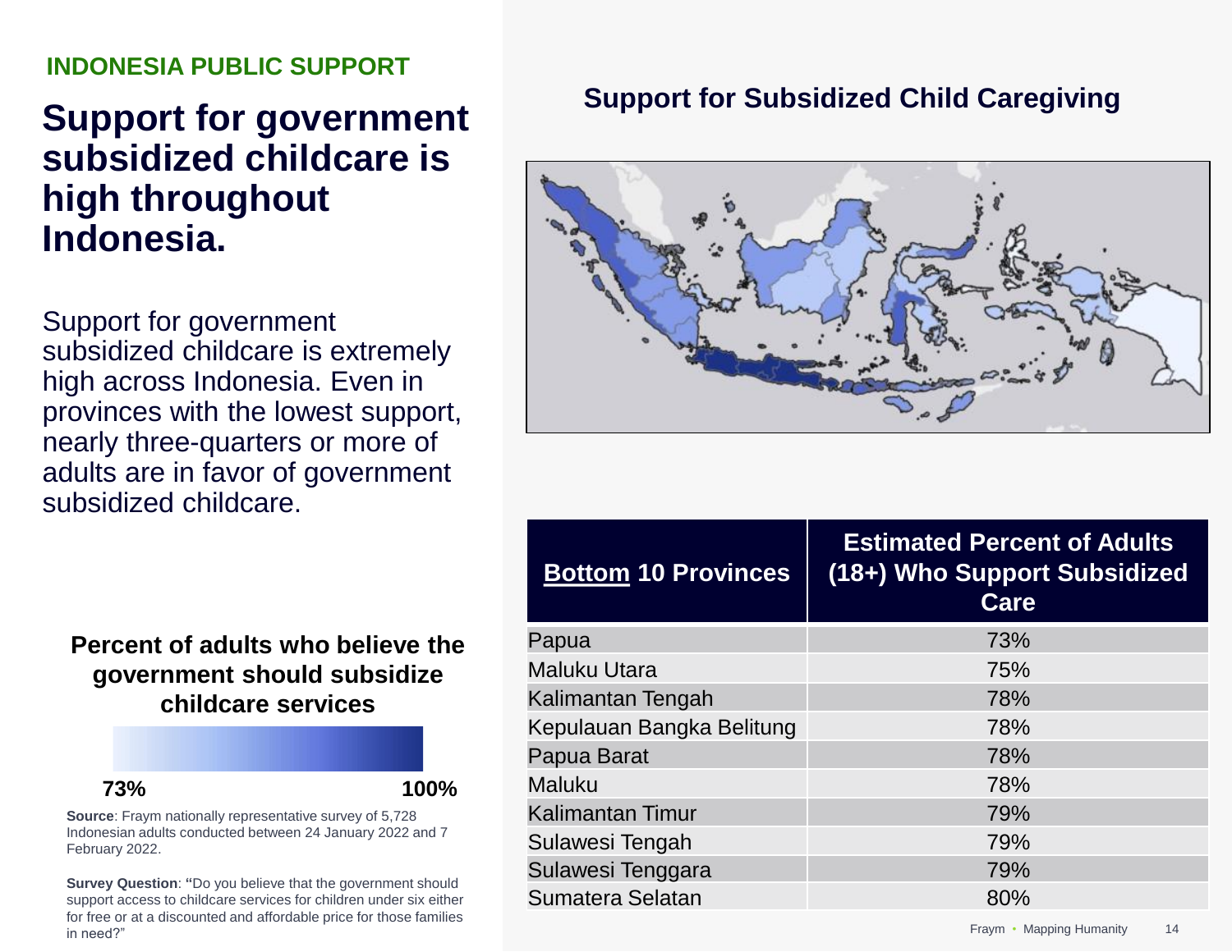INDONESIA PUBLIC SUPPORT

# Support for government subsidized childcare is high throughout Indonesia.

Support for government subsidized childcare is extremely high across Indonesia. Even in provinces with the lowest support, nearly three-quarters or more of adults are in favor of government subsidized childcare.

**Percent of adults who believe the government should subsidize childcare services**

73% — 100%

**Source**: Fraym nationally representative survey of 5,728 Indonesian adults conducted between 24 January 2022 and 7 February 2022.

**Survey Question**: **"**Do you believe that the government should support access to childcare services for children under six either for free or at a discounted and affordable price for those families in need?"

## Support for Subsidized Child Caregiving

| **Bottom** 10 Provinces | Estimated Percent of Adults (18+) Who Support Subsidized Care |
|---|---|
| Papua | 73% |
| Maluku Utara | 75% |
| Kalimantan Tengah | 78% |
| Kepulauan Bangka Belitung | 78% |
| Papua Barat | 78% |
| Maluku | 78% |
| Kalimantan Timur | 79% |
| Sulawesi Tengah | 79% |
| Sulawesi Tenggara | 79% |
| Sumatera Selatan | 80% |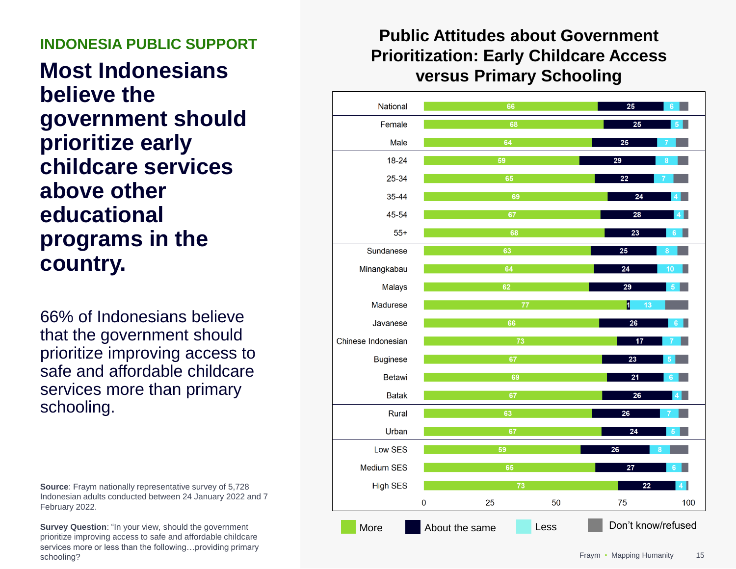## INDONESIA PUBLIC SUPPORT

# Most Indonesians believe the government should prioritize early childcare services above other educational programs in the country.

66% of Indonesians believe that the government should prioritize improving access to safe and affordable childcare services more than primary schooling.

**Source**: Fraym nationally representative survey of 5,728 Indonesian adults conducted between 24 January 2022 and 7 February 2022.

**Survey Question**: "In your view, should the government prioritize improving access to safe and affordable childcare services more or less than the following…providing primary schooling?

### Public Attitudes about Government Prioritization: Early Childcare Access versus Primary Schooling

| Group | More | About the same | Less |
|---|---|---|---|
| National | 66 | 25 | 6 |
| Female | 68 | 25 | 5 |
| Male | 64 | 25 | 7 |
| 18-24 | 59 | 29 | 8 |
| 25-34 | 65 | 22 | 7 |
| 35-44 | 69 | 24 | 4 |
| 45-54 | 67 | 28 | 4 |
| 55+ | 68 | 23 | 6 |
| Sundanese | 63 | 25 | 8 |
| Minangkabau | 64 | 24 | 10 |
| Malays | 62 | 29 | 5 |
| Madurese | 77 | 1 | 13 |
| Javanese | 66 | 26 | 6 |
| Chinese Indonesian | 73 | 17 | 7 |
| Buginese | 67 | 23 | 5 |
| Betawi | 69 | 21 | 6 |
| Batak | 67 | 26 | 4 |
| Rural | 63 | 26 | 7 |
| Urban | 67 | 24 | 5 |
| Low SES | 59 | 26 | 8 |
| Medium SES | 65 | 27 | 6 |
| High SES | 73 | 22 | 4 |

Legend: More; About the same; Less; Don't know/refused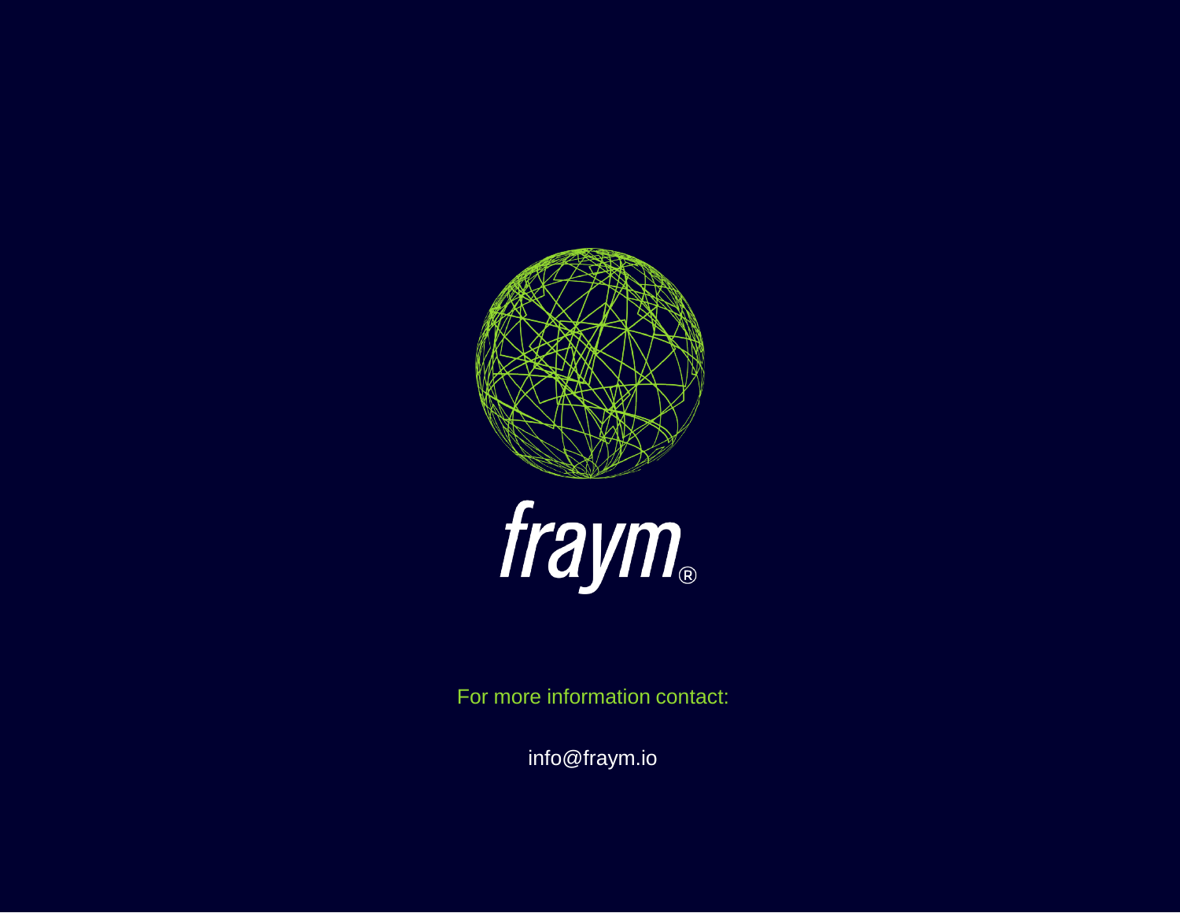fraym®

For more information contact:

info@fraym.io